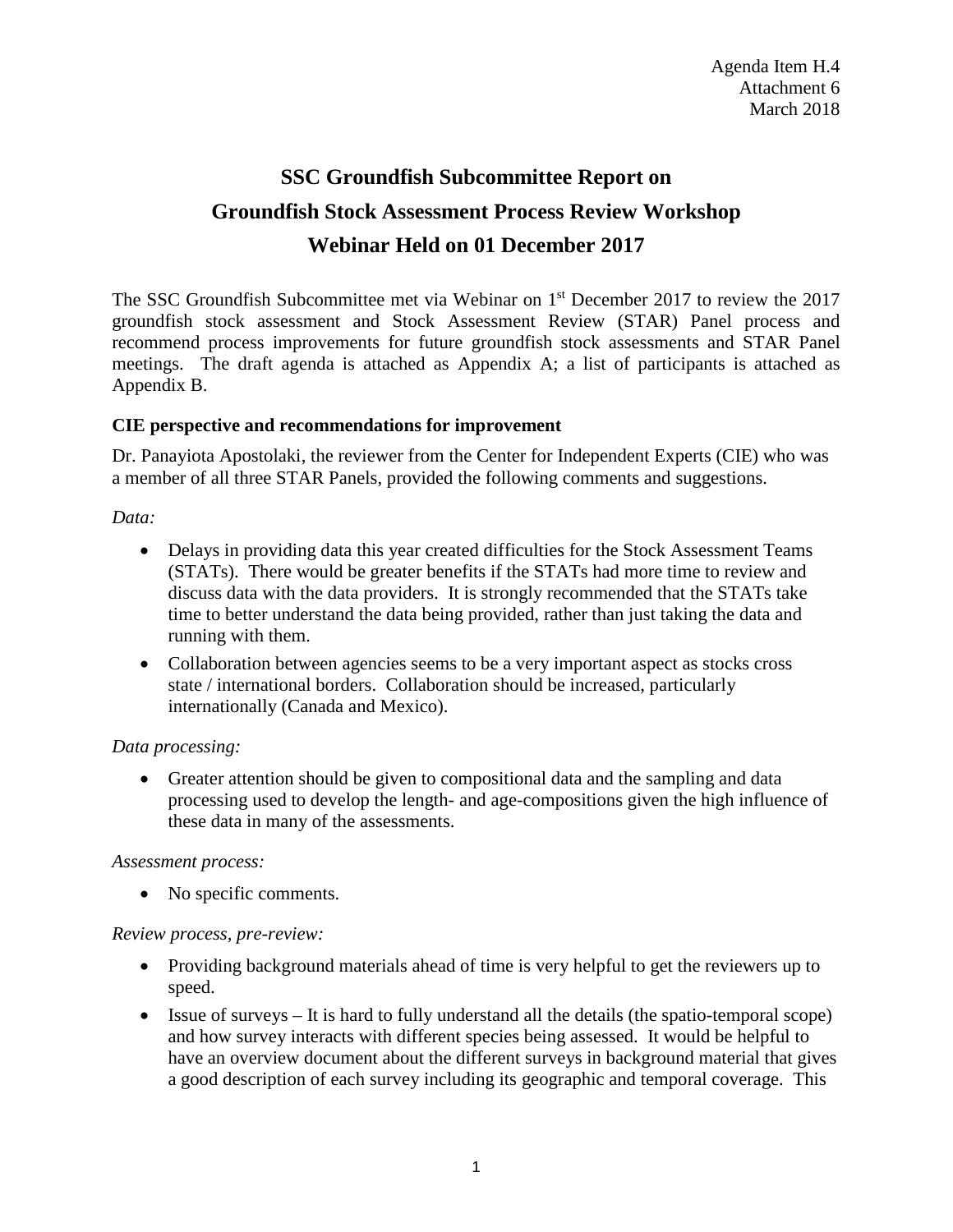Agenda Item H.4
Attachment 6
March 2018

# SSC Groundfish Subcommittee Report on Groundfish Stock Assessment Process Review Workshop Webinar Held on 01 December 2017

The SSC Groundfish Subcommittee met via Webinar on 1st December 2017 to review the 2017 groundfish stock assessment and Stock Assessment Review (STAR) Panel process and recommend process improvements for future groundfish stock assessments and STAR Panel meetings. The draft agenda is attached as Appendix A; a list of participants is attached as Appendix B.

### CIE perspective and recommendations for improvement

Dr. Panayiota Apostolaki, the reviewer from the Center for Independent Experts (CIE) who was a member of all three STAR Panels, provided the following comments and suggestions.

*Data:*

- Delays in providing data this year created difficulties for the Stock Assessment Teams (STATs). There would be greater benefits if the STATs had more time to review and discuss data with the data providers. It is strongly recommended that the STATs take time to better understand the data being provided, rather than just taking the data and running with them.
- Collaboration between agencies seems to be a very important aspect as stocks cross state / international borders. Collaboration should be increased, particularly internationally (Canada and Mexico).

*Data processing:*

- Greater attention should be given to compositional data and the sampling and data processing used to develop the length- and age-compositions given the high influence of these data in many of the assessments.

*Assessment process:*

- No specific comments.

*Review process, pre-review:*

- Providing background materials ahead of time is very helpful to get the reviewers up to speed.
- Issue of surveys – It is hard to fully understand all the details (the spatio-temporal scope) and how survey interacts with different species being assessed. It would be helpful to have an overview document about the different surveys in background material that gives a good description of each survey including its geographic and temporal coverage. This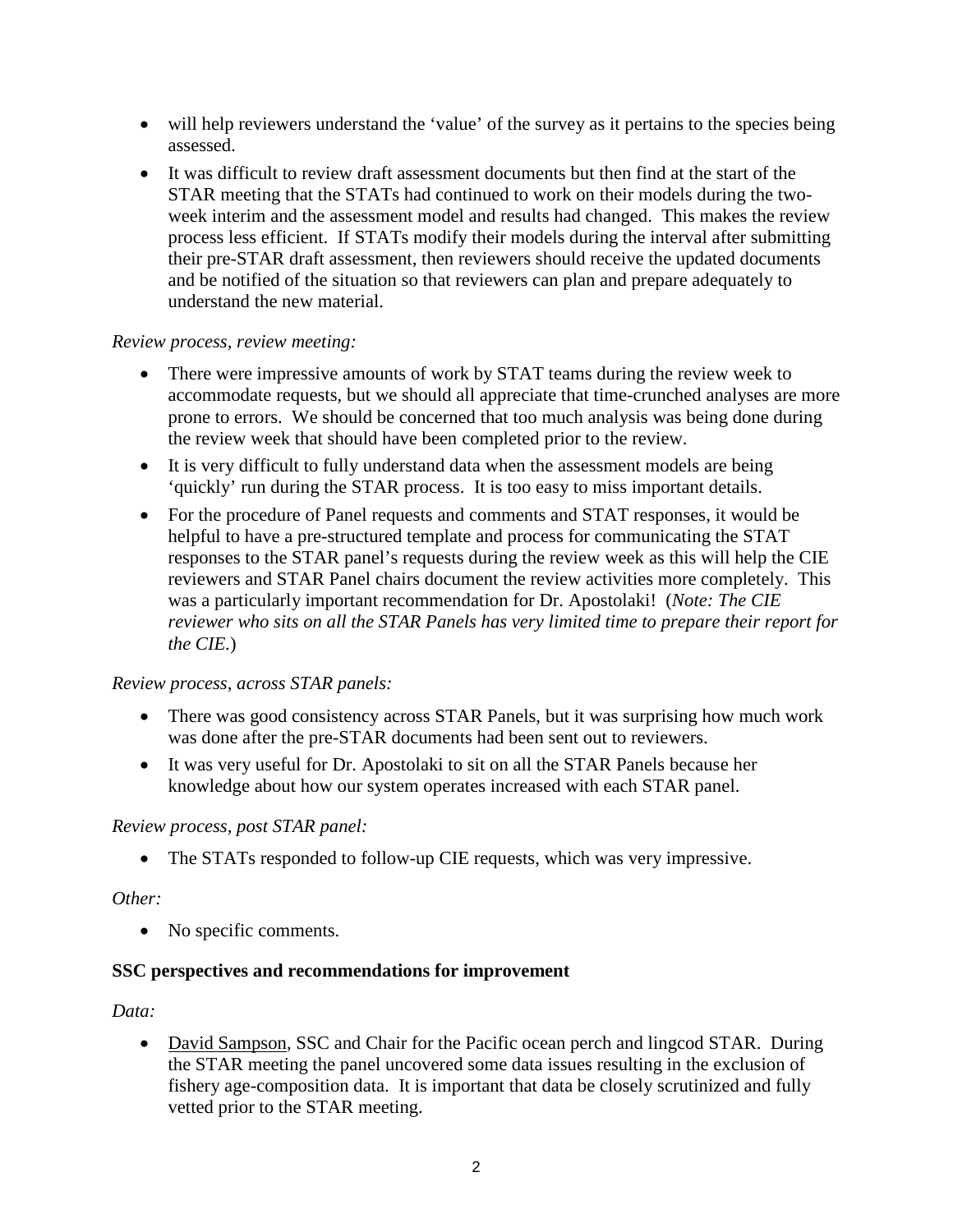- will help reviewers understand the 'value' of the survey as it pertains to the species being assessed.
- It was difficult to review draft assessment documents but then find at the start of the STAR meeting that the STATs had continued to work on their models during the two-week interim and the assessment model and results had changed. This makes the review process less efficient. If STATs modify their models during the interval after submitting their pre-STAR draft assessment, then reviewers should receive the updated documents and be notified of the situation so that reviewers can plan and prepare adequately to understand the new material.

*Review process, review meeting:*

- There were impressive amounts of work by STAT teams during the review week to accommodate requests, but we should all appreciate that time-crunched analyses are more prone to errors. We should be concerned that too much analysis was being done during the review week that should have been completed prior to the review.
- It is very difficult to fully understand data when the assessment models are being 'quickly' run during the STAR process. It is too easy to miss important details.
- For the procedure of Panel requests and comments and STAT responses, it would be helpful to have a pre-structured template and process for communicating the STAT responses to the STAR panel's requests during the review week as this will help the CIE reviewers and STAR Panel chairs document the review activities more completely. This was a particularly important recommendation for Dr. Apostolaki! (*Note: The CIE reviewer who sits on all the STAR Panels has very limited time to prepare their report for the CIE.*)

*Review process, across STAR panels:*

- There was good consistency across STAR Panels, but it was surprising how much work was done after the pre-STAR documents had been sent out to reviewers.
- It was very useful for Dr. Apostolaki to sit on all the STAR Panels because her knowledge about how our system operates increased with each STAR panel.

*Review process, post STAR panel:*

- The STATs responded to follow-up CIE requests, which was very impressive.

*Other:*

- No specific comments.

**SSC perspectives and recommendations for improvement**

*Data:*

- David Sampson, SSC and Chair for the Pacific ocean perch and lingcod STAR. During the STAR meeting the panel uncovered some data issues resulting in the exclusion of fishery age-composition data. It is important that data be closely scrutinized and fully vetted prior to the STAR meeting.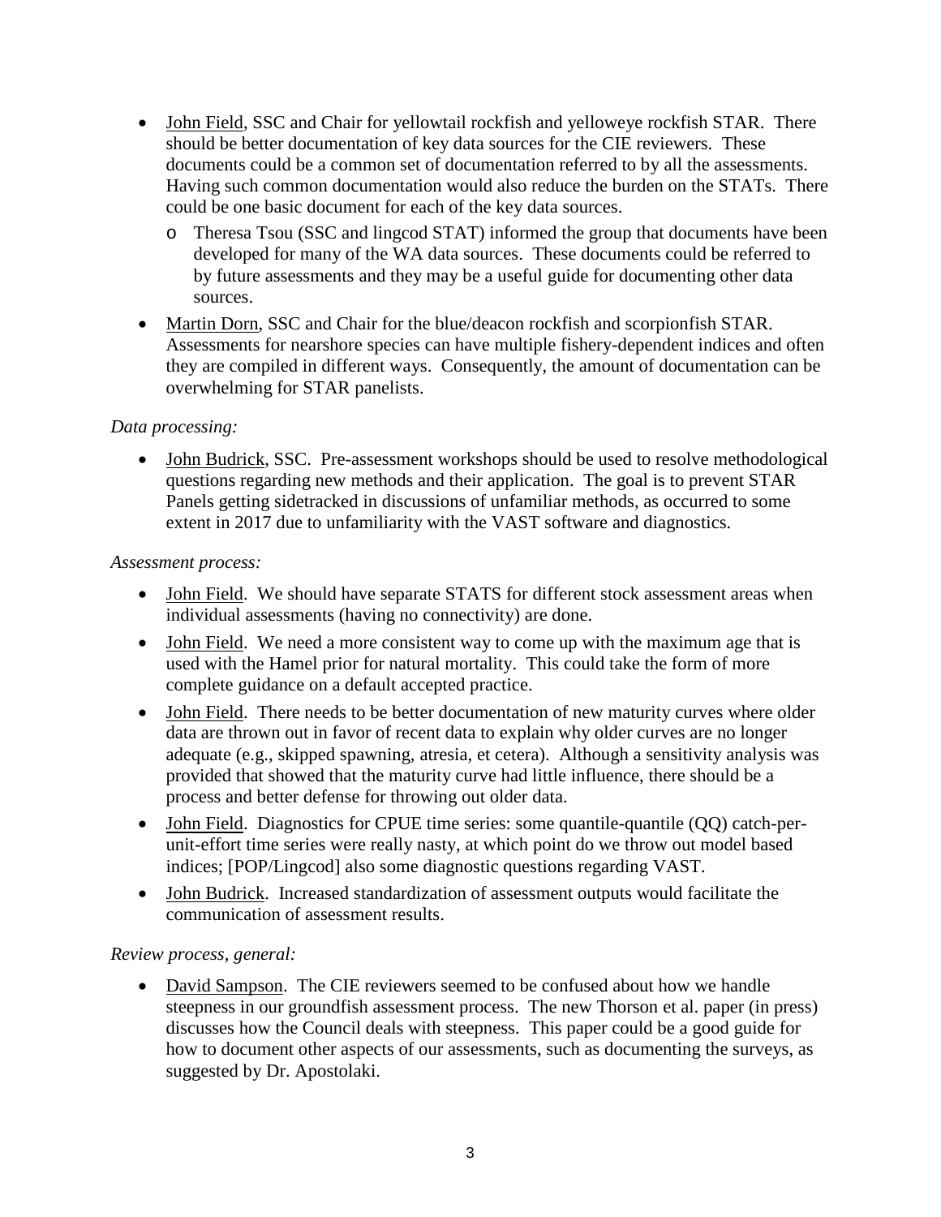- John Field, SSC and Chair for yellowtail rockfish and yelloweye rockfish STAR. There should be better documentation of key data sources for the CIE reviewers. These documents could be a common set of documentation referred to by all the assessments. Having such common documentation would also reduce the burden on the STATs. There could be one basic document for each of the key data sources.
  - Theresa Tsou (SSC and lingcod STAT) informed the group that documents have been developed for many of the WA data sources. These documents could be referred to by future assessments and they may be a useful guide for documenting other data sources.
- Martin Dorn, SSC and Chair for the blue/deacon rockfish and scorpionfish STAR. Assessments for nearshore species can have multiple fishery-dependent indices and often they are compiled in different ways. Consequently, the amount of documentation can be overwhelming for STAR panelists.

*Data processing:*

- John Budrick, SSC. Pre-assessment workshops should be used to resolve methodological questions regarding new methods and their application. The goal is to prevent STAR Panels getting sidetracked in discussions of unfamiliar methods, as occurred to some extent in 2017 due to unfamiliarity with the VAST software and diagnostics.

*Assessment process:*

- John Field. We should have separate STATS for different stock assessment areas when individual assessments (having no connectivity) are done.
- John Field. We need a more consistent way to come up with the maximum age that is used with the Hamel prior for natural mortality. This could take the form of more complete guidance on a default accepted practice.
- John Field. There needs to be better documentation of new maturity curves where older data are thrown out in favor of recent data to explain why older curves are no longer adequate (e.g., skipped spawning, atresia, et cetera). Although a sensitivity analysis was provided that showed that the maturity curve had little influence, there should be a process and better defense for throwing out older data.
- John Field. Diagnostics for CPUE time series: some quantile-quantile (QQ) catch-per-unit-effort time series were really nasty, at which point do we throw out model based indices; [POP/Lingcod] also some diagnostic questions regarding VAST.
- John Budrick. Increased standardization of assessment outputs would facilitate the communication of assessment results.

*Review process, general:*

- David Sampson. The CIE reviewers seemed to be confused about how we handle steepness in our groundfish assessment process. The new Thorson et al. paper (in press) discusses how the Council deals with steepness. This paper could be a good guide for how to document other aspects of our assessments, such as documenting the surveys, as suggested by Dr. Apostolaki.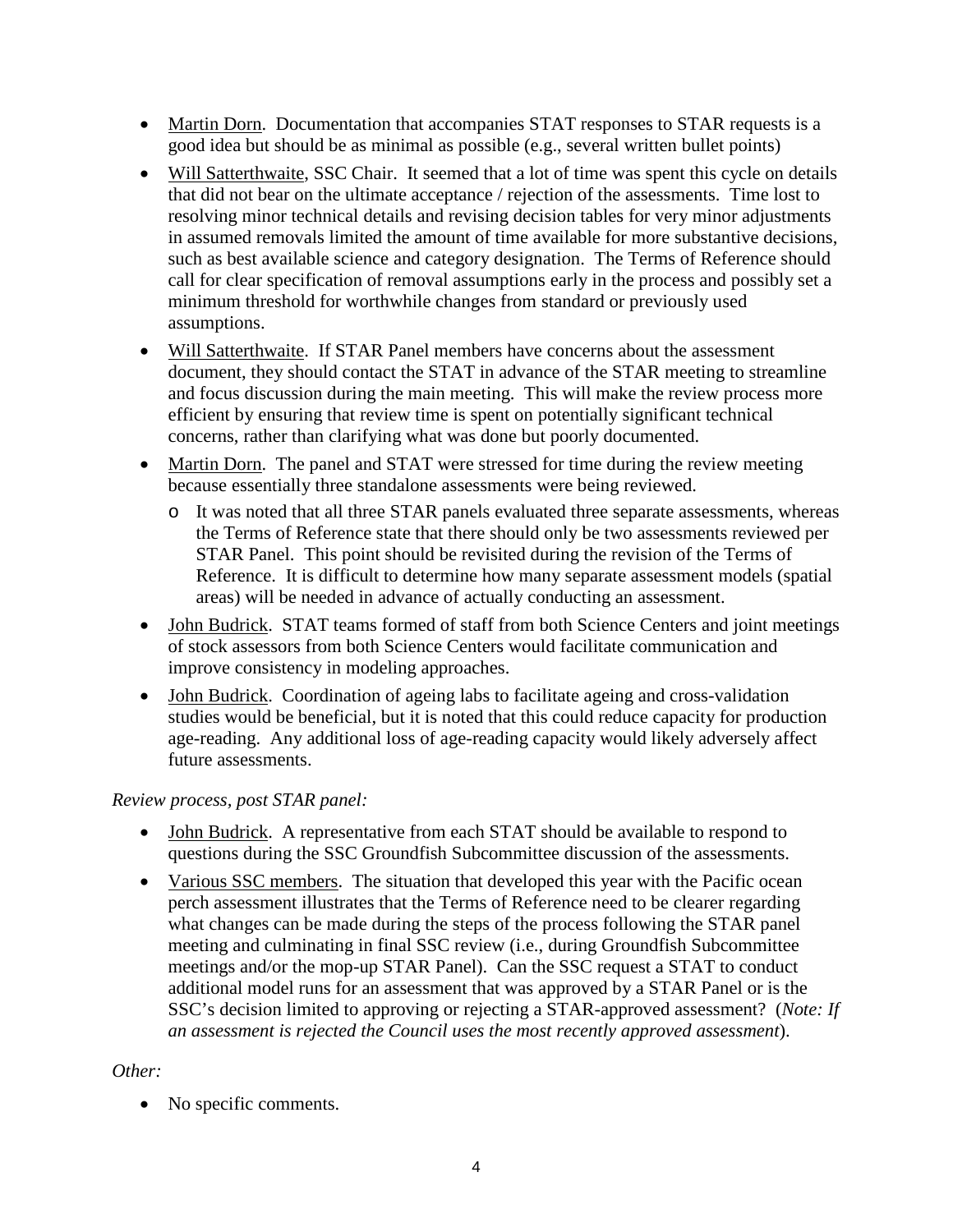- Martin Dorn. Documentation that accompanies STAT responses to STAR requests is a good idea but should be as minimal as possible (e.g., several written bullet points)
- Will Satterthwaite, SSC Chair. It seemed that a lot of time was spent this cycle on details that did not bear on the ultimate acceptance / rejection of the assessments. Time lost to resolving minor technical details and revising decision tables for very minor adjustments in assumed removals limited the amount of time available for more substantive decisions, such as best available science and category designation. The Terms of Reference should call for clear specification of removal assumptions early in the process and possibly set a minimum threshold for worthwhile changes from standard or previously used assumptions.
- Will Satterthwaite. If STAR Panel members have concerns about the assessment document, they should contact the STAT in advance of the STAR meeting to streamline and focus discussion during the main meeting. This will make the review process more efficient by ensuring that review time is spent on potentially significant technical concerns, rather than clarifying what was done but poorly documented.
- Martin Dorn. The panel and STAT were stressed for time during the review meeting because essentially three standalone assessments were being reviewed.
    - It was noted that all three STAR panels evaluated three separate assessments, whereas the Terms of Reference state that there should only be two assessments reviewed per STAR Panel. This point should be revisited during the revision of the Terms of Reference. It is difficult to determine how many separate assessment models (spatial areas) will be needed in advance of actually conducting an assessment.
- John Budrick. STAT teams formed of staff from both Science Centers and joint meetings of stock assessors from both Science Centers would facilitate communication and improve consistency in modeling approaches.
- John Budrick. Coordination of ageing labs to facilitate ageing and cross-validation studies would be beneficial, but it is noted that this could reduce capacity for production age-reading. Any additional loss of age-reading capacity would likely adversely affect future assessments.

*Review process, post STAR panel:*

- John Budrick. A representative from each STAT should be available to respond to questions during the SSC Groundfish Subcommittee discussion of the assessments.
- Various SSC members. The situation that developed this year with the Pacific ocean perch assessment illustrates that the Terms of Reference need to be clearer regarding what changes can be made during the steps of the process following the STAR panel meeting and culminating in final SSC review (i.e., during Groundfish Subcommittee meetings and/or the mop-up STAR Panel). Can the SSC request a STAT to conduct additional model runs for an assessment that was approved by a STAR Panel or is the SSC's decision limited to approving or rejecting a STAR-approved assessment? (*Note: If an assessment is rejected the Council uses the most recently approved assessment*).

*Other:*

- No specific comments.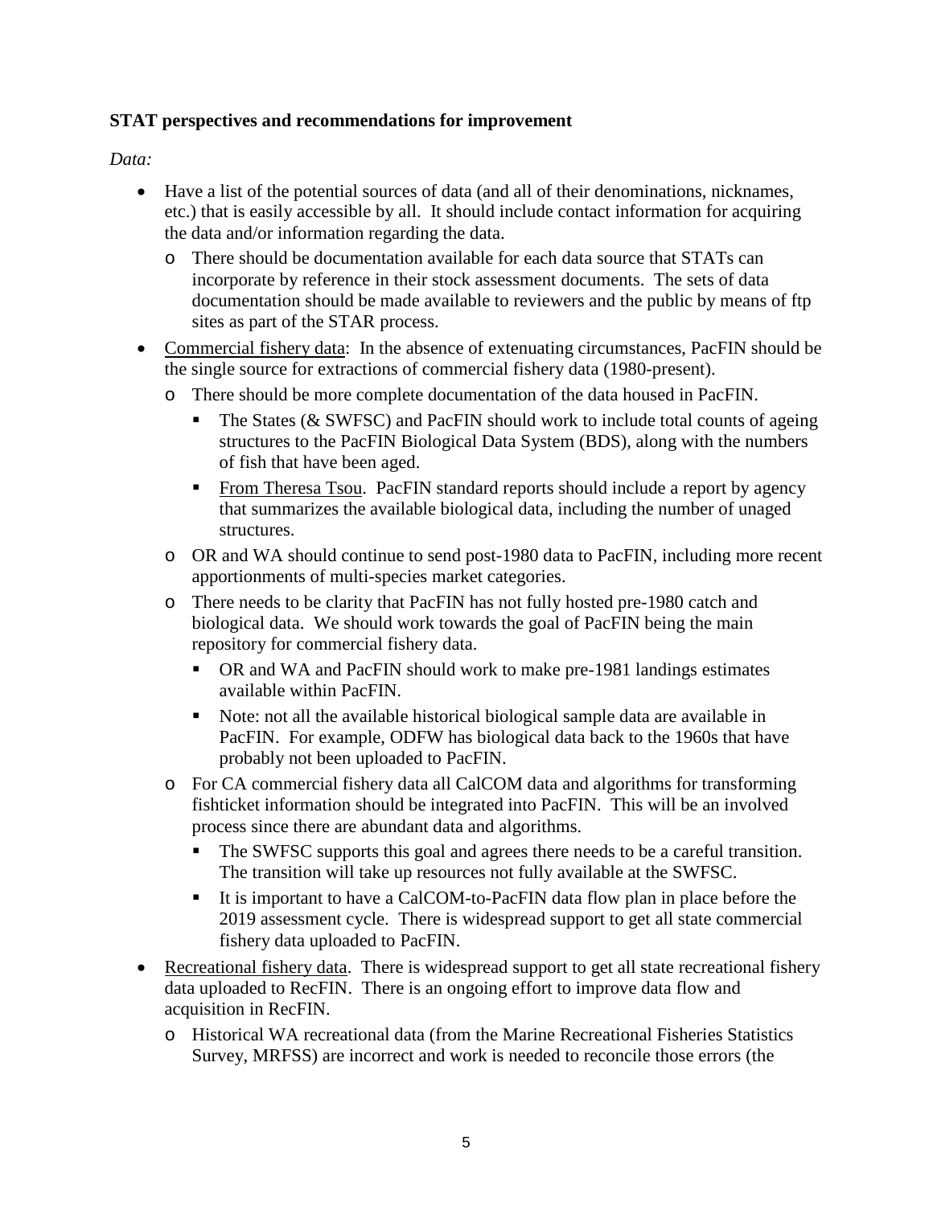**STAT perspectives and recommendations for improvement**

*Data:*

- Have a list of the potential sources of data (and all of their denominations, nicknames, etc.) that is easily accessible by all. It should include contact information for acquiring the data and/or information regarding the data.
  - There should be documentation available for each data source that STATs can incorporate by reference in their stock assessment documents. The sets of data documentation should be made available to reviewers and the public by means of ftp sites as part of the STAR process.
- <u>Commercial fishery data</u>: In the absence of extenuating circumstances, PacFIN should be the single source for extractions of commercial fishery data (1980-present).
  - There should be more complete documentation of the data housed in PacFIN.
    - The States (& SWFSC) and PacFIN should work to include total counts of ageing structures to the PacFIN Biological Data System (BDS), along with the numbers of fish that have been aged.
    - <u>From Theresa Tsou</u>. PacFIN standard reports should include a report by agency that summarizes the available biological data, including the number of unaged structures.
  - OR and WA should continue to send post-1980 data to PacFIN, including more recent apportionments of multi-species market categories.
  - There needs to be clarity that PacFIN has not fully hosted pre-1980 catch and biological data. We should work towards the goal of PacFIN being the main repository for commercial fishery data.
    - OR and WA and PacFIN should work to make pre-1981 landings estimates available within PacFIN.
    - Note: not all the available historical biological sample data are available in PacFIN. For example, ODFW has biological data back to the 1960s that have probably not been uploaded to PacFIN.
  - For CA commercial fishery data all CalCOM data and algorithms for transforming fishticket information should be integrated into PacFIN. This will be an involved process since there are abundant data and algorithms.
    - The SWFSC supports this goal and agrees there needs to be a careful transition. The transition will take up resources not fully available at the SWFSC.
    - It is important to have a CalCOM-to-PacFIN data flow plan in place before the 2019 assessment cycle. There is widespread support to get all state commercial fishery data uploaded to PacFIN.
- <u>Recreational fishery data</u>. There is widespread support to get all state recreational fishery data uploaded to RecFIN. There is an ongoing effort to improve data flow and acquisition in RecFIN.
  - Historical WA recreational data (from the Marine Recreational Fisheries Statistics Survey, MRFSS) are incorrect and work is needed to reconcile those errors (the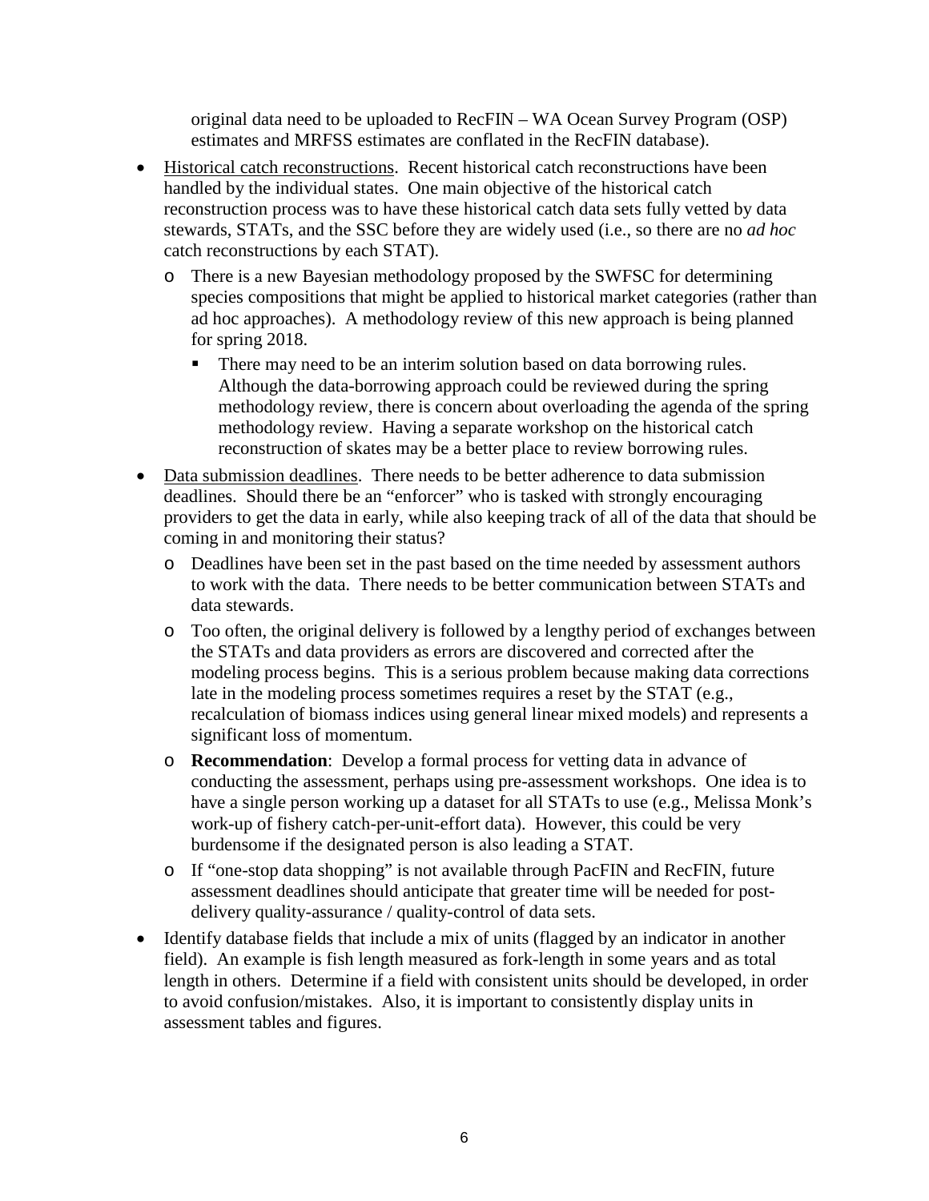original data need to be uploaded to RecFIN – WA Ocean Survey Program (OSP) estimates and MRFSS estimates are conflated in the RecFIN database).

- Historical catch reconstructions. Recent historical catch reconstructions have been handled by the individual states. One main objective of the historical catch reconstruction process was to have these historical catch data sets fully vetted by data stewards, STATs, and the SSC before they are widely used (i.e., so there are no *ad hoc* catch reconstructions by each STAT).
  - There is a new Bayesian methodology proposed by the SWFSC for determining species compositions that might be applied to historical market categories (rather than ad hoc approaches). A methodology review of this new approach is being planned for spring 2018.
    - There may need to be an interim solution based on data borrowing rules. Although the data-borrowing approach could be reviewed during the spring methodology review, there is concern about overloading the agenda of the spring methodology review. Having a separate workshop on the historical catch reconstruction of skates may be a better place to review borrowing rules.
- Data submission deadlines. There needs to be better adherence to data submission deadlines. Should there be an "enforcer" who is tasked with strongly encouraging providers to get the data in early, while also keeping track of all of the data that should be coming in and monitoring their status?
  - Deadlines have been set in the past based on the time needed by assessment authors to work with the data. There needs to be better communication between STATs and data stewards.
  - Too often, the original delivery is followed by a lengthy period of exchanges between the STATs and data providers as errors are discovered and corrected after the modeling process begins. This is a serious problem because making data corrections late in the modeling process sometimes requires a reset by the STAT (e.g., recalculation of biomass indices using general linear mixed models) and represents a significant loss of momentum.
  - **Recommendation**: Develop a formal process for vetting data in advance of conducting the assessment, perhaps using pre-assessment workshops. One idea is to have a single person working up a dataset for all STATs to use (e.g., Melissa Monk's work-up of fishery catch-per-unit-effort data). However, this could be very burdensome if the designated person is also leading a STAT.
  - If "one-stop data shopping" is not available through PacFIN and RecFIN, future assessment deadlines should anticipate that greater time will be needed for post-delivery quality-assurance / quality-control of data sets.
- Identify database fields that include a mix of units (flagged by an indicator in another field). An example is fish length measured as fork-length in some years and as total length in others. Determine if a field with consistent units should be developed, in order to avoid confusion/mistakes. Also, it is important to consistently display units in assessment tables and figures.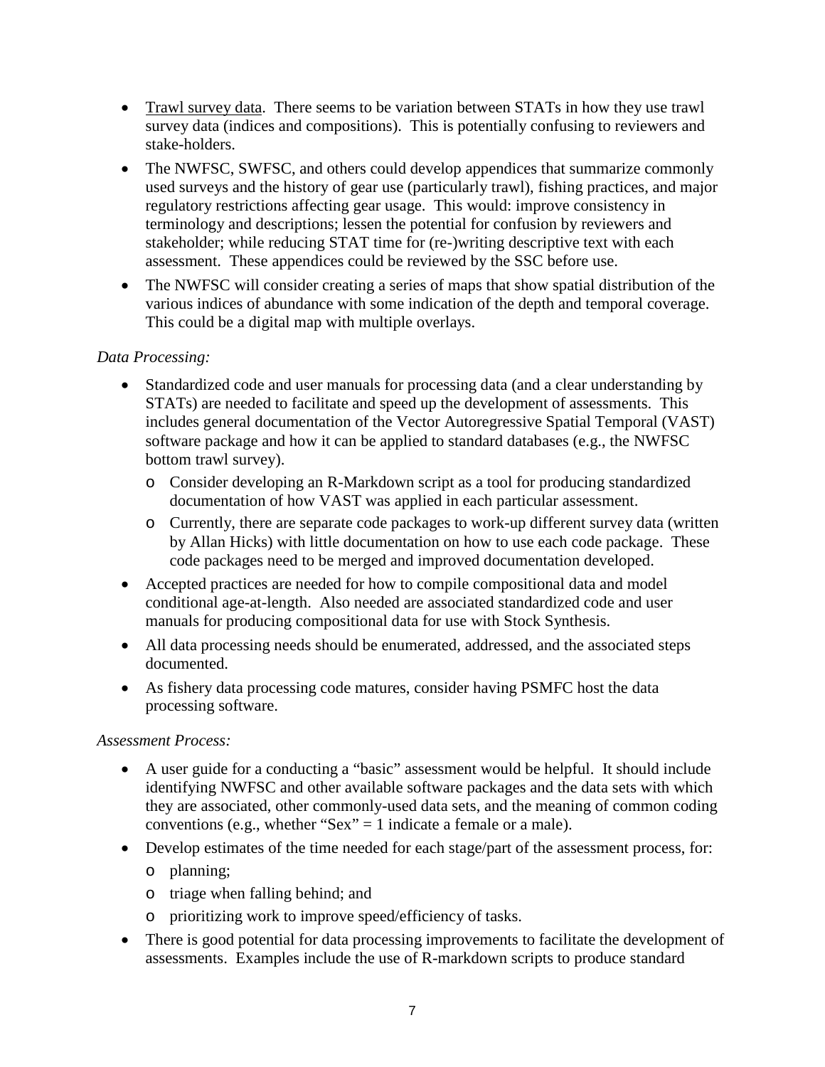- Trawl survey data. There seems to be variation between STATs in how they use trawl survey data (indices and compositions). This is potentially confusing to reviewers and stake-holders.
- The NWFSC, SWFSC, and others could develop appendices that summarize commonly used surveys and the history of gear use (particularly trawl), fishing practices, and major regulatory restrictions affecting gear usage. This would: improve consistency in terminology and descriptions; lessen the potential for confusion by reviewers and stakeholder; while reducing STAT time for (re-)writing descriptive text with each assessment. These appendices could be reviewed by the SSC before use.
- The NWFSC will consider creating a series of maps that show spatial distribution of the various indices of abundance with some indication of the depth and temporal coverage. This could be a digital map with multiple overlays.

*Data Processing:*

- Standardized code and user manuals for processing data (and a clear understanding by STATs) are needed to facilitate and speed up the development of assessments. This includes general documentation of the Vector Autoregressive Spatial Temporal (VAST) software package and how it can be applied to standard databases (e.g., the NWFSC bottom trawl survey).
  - Consider developing an R-Markdown script as a tool for producing standardized documentation of how VAST was applied in each particular assessment.
  - Currently, there are separate code packages to work-up different survey data (written by Allan Hicks) with little documentation on how to use each code package. These code packages need to be merged and improved documentation developed.
- Accepted practices are needed for how to compile compositional data and model conditional age-at-length. Also needed are associated standardized code and user manuals for producing compositional data for use with Stock Synthesis.
- All data processing needs should be enumerated, addressed, and the associated steps documented.
- As fishery data processing code matures, consider having PSMFC host the data processing software.

*Assessment Process:*

- A user guide for a conducting a "basic" assessment would be helpful. It should include identifying NWFSC and other available software packages and the data sets with which they are associated, other commonly-used data sets, and the meaning of common coding conventions (e.g., whether "Sex" = 1 indicate a female or a male).
- Develop estimates of the time needed for each stage/part of the assessment process, for:
  - planning;
  - triage when falling behind; and
  - prioritizing work to improve speed/efficiency of tasks.
- There is good potential for data processing improvements to facilitate the development of assessments. Examples include the use of R-markdown scripts to produce standard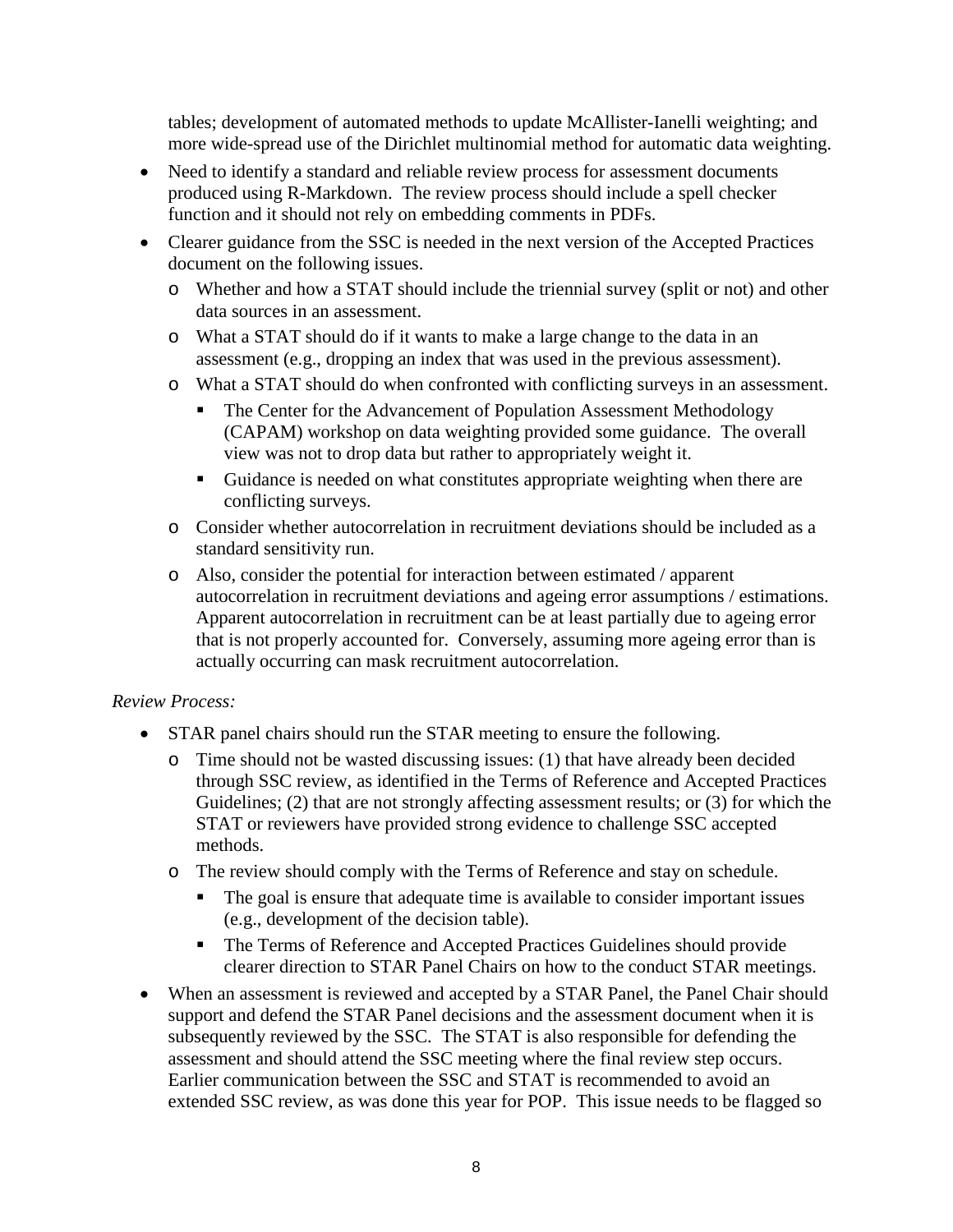tables; development of automated methods to update McAllister-Ianelli weighting; and more wide-spread use of the Dirichlet multinomial method for automatic data weighting.

- Need to identify a standard and reliable review process for assessment documents produced using R-Markdown. The review process should include a spell checker function and it should not rely on embedding comments in PDFs.
- Clearer guidance from the SSC is needed in the next version of the Accepted Practices document on the following issues.
  - Whether and how a STAT should include the triennial survey (split or not) and other data sources in an assessment.
  - What a STAT should do if it wants to make a large change to the data in an assessment (e.g., dropping an index that was used in the previous assessment).
  - What a STAT should do when confronted with conflicting surveys in an assessment.
    - The Center for the Advancement of Population Assessment Methodology (CAPAM) workshop on data weighting provided some guidance. The overall view was not to drop data but rather to appropriately weight it.
    - Guidance is needed on what constitutes appropriate weighting when there are conflicting surveys.
  - Consider whether autocorrelation in recruitment deviations should be included as a standard sensitivity run.
  - Also, consider the potential for interaction between estimated / apparent autocorrelation in recruitment deviations and ageing error assumptions / estimations. Apparent autocorrelation in recruitment can be at least partially due to ageing error that is not properly accounted for. Conversely, assuming more ageing error than is actually occurring can mask recruitment autocorrelation.

*Review Process:*

- STAR panel chairs should run the STAR meeting to ensure the following.
  - Time should not be wasted discussing issues: (1) that have already been decided through SSC review, as identified in the Terms of Reference and Accepted Practices Guidelines; (2) that are not strongly affecting assessment results; or (3) for which the STAT or reviewers have provided strong evidence to challenge SSC accepted methods.
  - The review should comply with the Terms of Reference and stay on schedule.
    - The goal is ensure that adequate time is available to consider important issues (e.g., development of the decision table).
    - The Terms of Reference and Accepted Practices Guidelines should provide clearer direction to STAR Panel Chairs on how to the conduct STAR meetings.
- When an assessment is reviewed and accepted by a STAR Panel, the Panel Chair should support and defend the STAR Panel decisions and the assessment document when it is subsequently reviewed by the SSC. The STAT is also responsible for defending the assessment and should attend the SSC meeting where the final review step occurs. Earlier communication between the SSC and STAT is recommended to avoid an extended SSC review, as was done this year for POP. This issue needs to be flagged so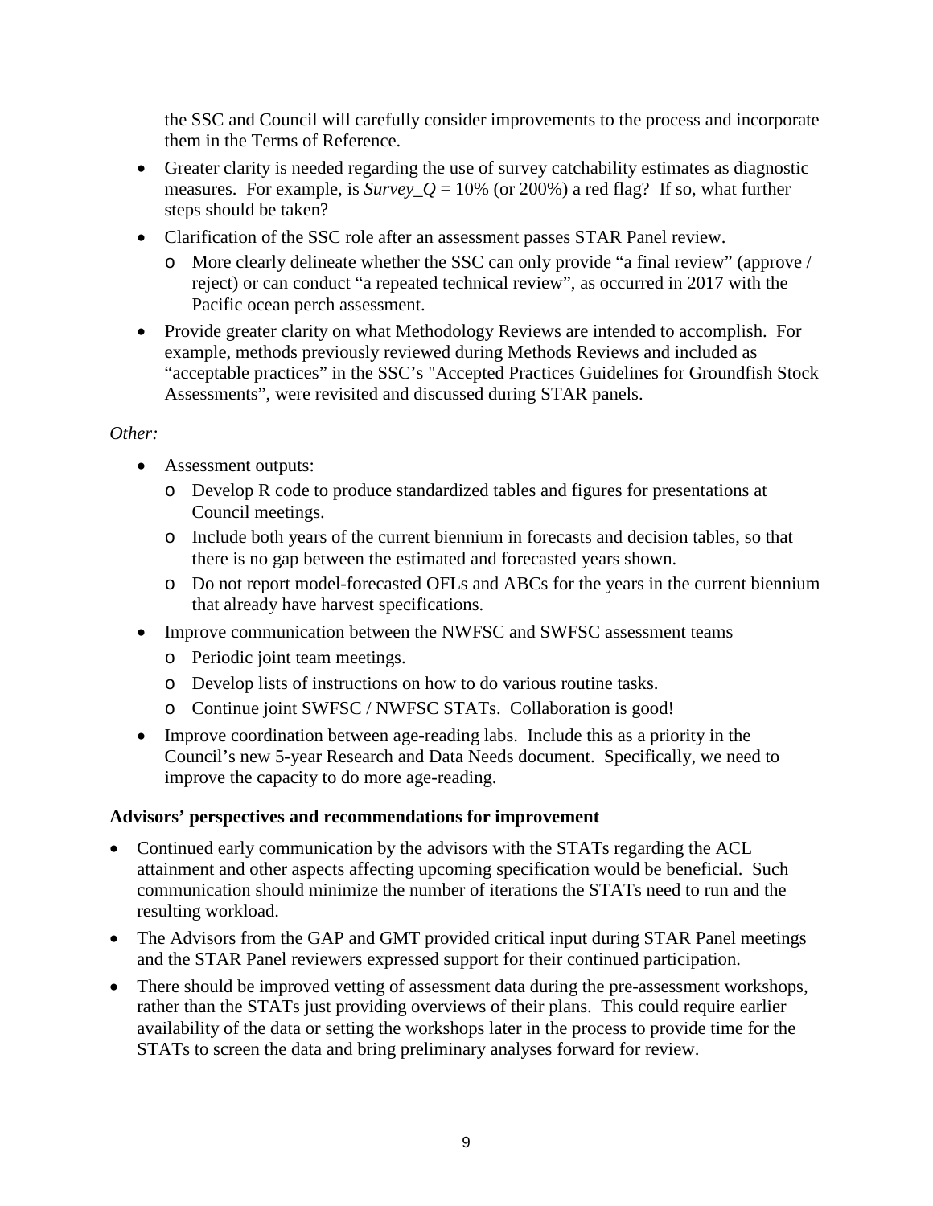the SSC and Council will carefully consider improvements to the process and incorporate them in the Terms of Reference.

- Greater clarity is needed regarding the use of survey catchability estimates as diagnostic measures. For example, is *Survey_Q* = 10% (or 200%) a red flag? If so, what further steps should be taken?
- Clarification of the SSC role after an assessment passes STAR Panel review.
  - More clearly delineate whether the SSC can only provide "a final review" (approve / reject) or can conduct "a repeated technical review", as occurred in 2017 with the Pacific ocean perch assessment.
- Provide greater clarity on what Methodology Reviews are intended to accomplish. For example, methods previously reviewed during Methods Reviews and included as "acceptable practices" in the SSC's "Accepted Practices Guidelines for Groundfish Stock Assessments", were revisited and discussed during STAR panels.

*Other:*

- Assessment outputs:
  - Develop R code to produce standardized tables and figures for presentations at Council meetings.
  - Include both years of the current biennium in forecasts and decision tables, so that there is no gap between the estimated and forecasted years shown.
  - Do not report model-forecasted OFLs and ABCs for the years in the current biennium that already have harvest specifications.
- Improve communication between the NWFSC and SWFSC assessment teams
  - Periodic joint team meetings.
  - Develop lists of instructions on how to do various routine tasks.
  - Continue joint SWFSC / NWFSC STATs. Collaboration is good!
- Improve coordination between age-reading labs. Include this as a priority in the Council's new 5-year Research and Data Needs document. Specifically, we need to improve the capacity to do more age-reading.

**Advisors' perspectives and recommendations for improvement**

- Continued early communication by the advisors with the STATs regarding the ACL attainment and other aspects affecting upcoming specification would be beneficial. Such communication should minimize the number of iterations the STATs need to run and the resulting workload.
- The Advisors from the GAP and GMT provided critical input during STAR Panel meetings and the STAR Panel reviewers expressed support for their continued participation.
- There should be improved vetting of assessment data during the pre-assessment workshops, rather than the STATs just providing overviews of their plans. This could require earlier availability of the data or setting the workshops later in the process to provide time for the STATs to screen the data and bring preliminary analyses forward for review.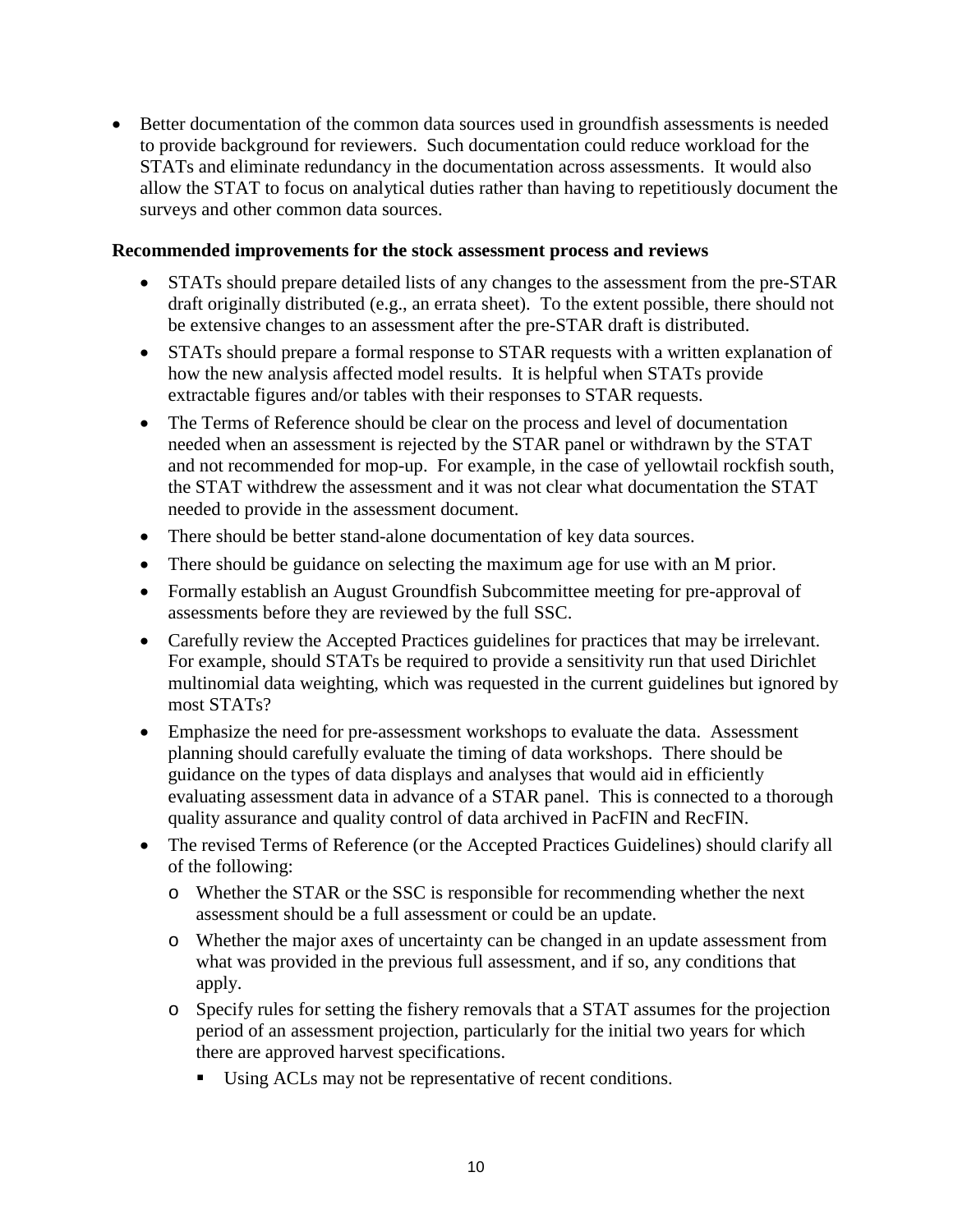- Better documentation of the common data sources used in groundfish assessments is needed to provide background for reviewers. Such documentation could reduce workload for the STATs and eliminate redundancy in the documentation across assessments. It would also allow the STAT to focus on analytical duties rather than having to repetitiously document the surveys and other common data sources.

**Recommended improvements for the stock assessment process and reviews**

- STATs should prepare detailed lists of any changes to the assessment from the pre-STAR draft originally distributed (e.g., an errata sheet). To the extent possible, there should not be extensive changes to an assessment after the pre-STAR draft is distributed.
- STATs should prepare a formal response to STAR requests with a written explanation of how the new analysis affected model results. It is helpful when STATs provide extractable figures and/or tables with their responses to STAR requests.
- The Terms of Reference should be clear on the process and level of documentation needed when an assessment is rejected by the STAR panel or withdrawn by the STAT and not recommended for mop-up. For example, in the case of yellowtail rockfish south, the STAT withdrew the assessment and it was not clear what documentation the STAT needed to provide in the assessment document.
- There should be better stand-alone documentation of key data sources.
- There should be guidance on selecting the maximum age for use with an M prior.
- Formally establish an August Groundfish Subcommittee meeting for pre-approval of assessments before they are reviewed by the full SSC.
- Carefully review the Accepted Practices guidelines for practices that may be irrelevant. For example, should STATs be required to provide a sensitivity run that used Dirichlet multinomial data weighting, which was requested in the current guidelines but ignored by most STATs?
- Emphasize the need for pre-assessment workshops to evaluate the data. Assessment planning should carefully evaluate the timing of data workshops. There should be guidance on the types of data displays and analyses that would aid in efficiently evaluating assessment data in advance of a STAR panel. This is connected to a thorough quality assurance and quality control of data archived in PacFIN and RecFIN.
- The revised Terms of Reference (or the Accepted Practices Guidelines) should clarify all of the following:
  - Whether the STAR or the SSC is responsible for recommending whether the next assessment should be a full assessment or could be an update.
  - Whether the major axes of uncertainty can be changed in an update assessment from what was provided in the previous full assessment, and if so, any conditions that apply.
  - Specify rules for setting the fishery removals that a STAT assumes for the projection period of an assessment projection, particularly for the initial two years for which there are approved harvest specifications.
    - Using ACLs may not be representative of recent conditions.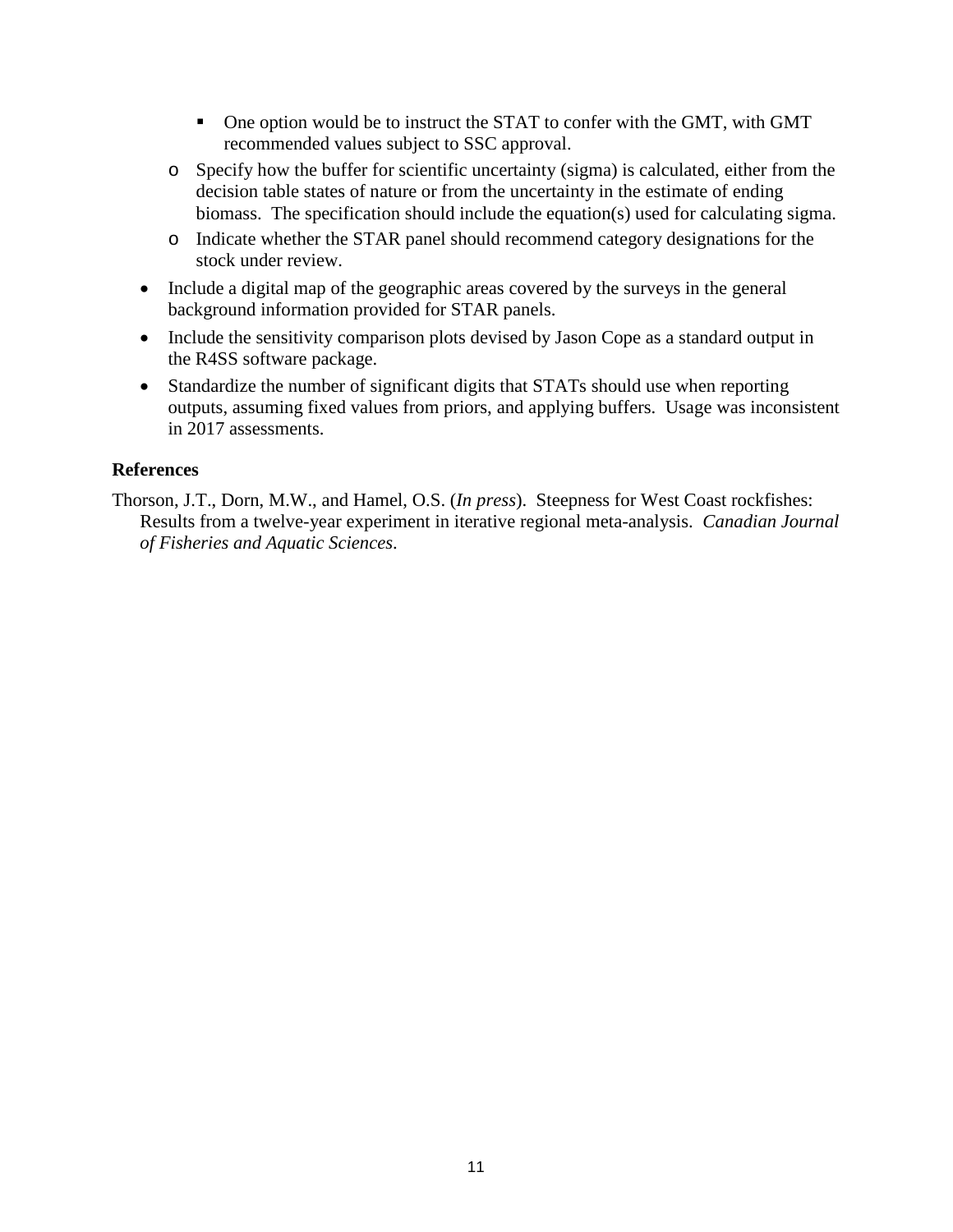- One option would be to instruct the STAT to confer with the GMT, with GMT recommended values subject to SSC approval.
    - Specify how the buffer for scientific uncertainty (sigma) is calculated, either from the decision table states of nature or from the uncertainty in the estimate of ending biomass. The specification should include the equation(s) used for calculating sigma.
    - Indicate whether the STAR panel should recommend category designations for the stock under review.
- Include a digital map of the geographic areas covered by the surveys in the general background information provided for STAR panels.
- Include the sensitivity comparison plots devised by Jason Cope as a standard output in the R4SS software package.
- Standardize the number of significant digits that STATs should use when reporting outputs, assuming fixed values from priors, and applying buffers. Usage was inconsistent in 2017 assessments.

## References

Thorson, J.T., Dorn, M.W., and Hamel, O.S. (*In press*). Steepness for West Coast rockfishes: Results from a twelve-year experiment in iterative regional meta-analysis. *Canadian Journal of Fisheries and Aquatic Sciences*.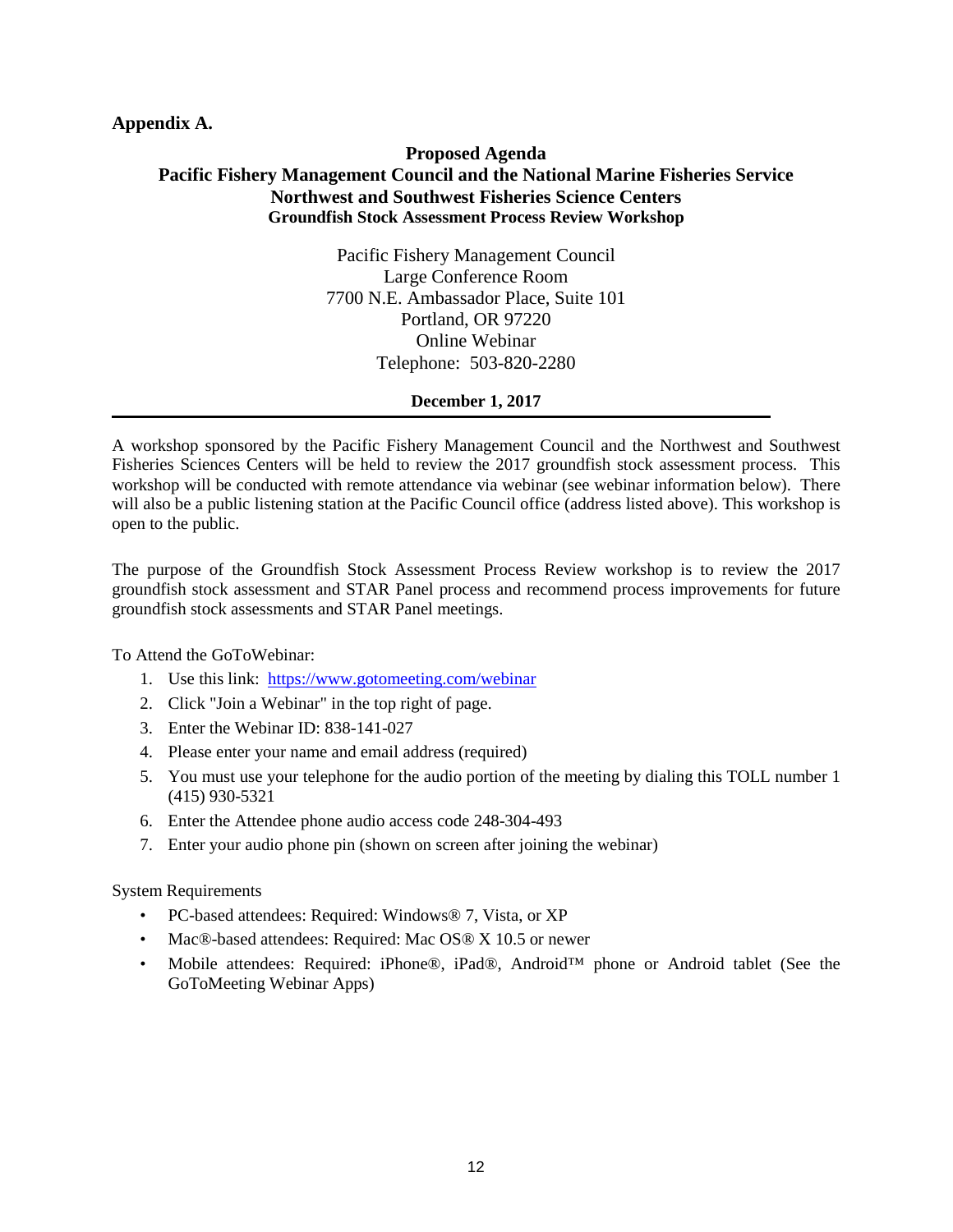**Appendix A.**

**Proposed Agenda**
**Pacific Fishery Management Council and the National Marine Fisheries Service**
**Northwest and Southwest Fisheries Science Centers**
**Groundfish Stock Assessment Process Review Workshop**

Pacific Fishery Management Council
Large Conference Room
7700 N.E. Ambassador Place, Suite 101
Portland, OR 97220
Online Webinar
Telephone: 503-820-2280

**December 1, 2017**

---

A workshop sponsored by the Pacific Fishery Management Council and the Northwest and Southwest Fisheries Sciences Centers will be held to review the 2017 groundfish stock assessment process. This workshop will be conducted with remote attendance via webinar (see webinar information below). There will also be a public listening station at the Pacific Council office (address listed above). This workshop is open to the public.

The purpose of the Groundfish Stock Assessment Process Review workshop is to review the 2017 groundfish stock assessment and STAR Panel process and recommend process improvements for future groundfish stock assessments and STAR Panel meetings.

To Attend the GoToWebinar:

1. Use this link: https://www.gotomeeting.com/webinar
2. Click "Join a Webinar" in the top right of page.
3. Enter the Webinar ID: 838-141-027
4. Please enter your name and email address (required)
5. You must use your telephone for the audio portion of the meeting by dialing this TOLL number 1 (415) 930-5321
6. Enter the Attendee phone audio access code 248-304-493
7. Enter your audio phone pin (shown on screen after joining the webinar)

System Requirements

- PC-based attendees: Required: Windows® 7, Vista, or XP
- Mac®-based attendees: Required: Mac OS® X 10.5 or newer
- Mobile attendees: Required: iPhone®, iPad®, Android™ phone or Android tablet (See the GoToMeeting Webinar Apps)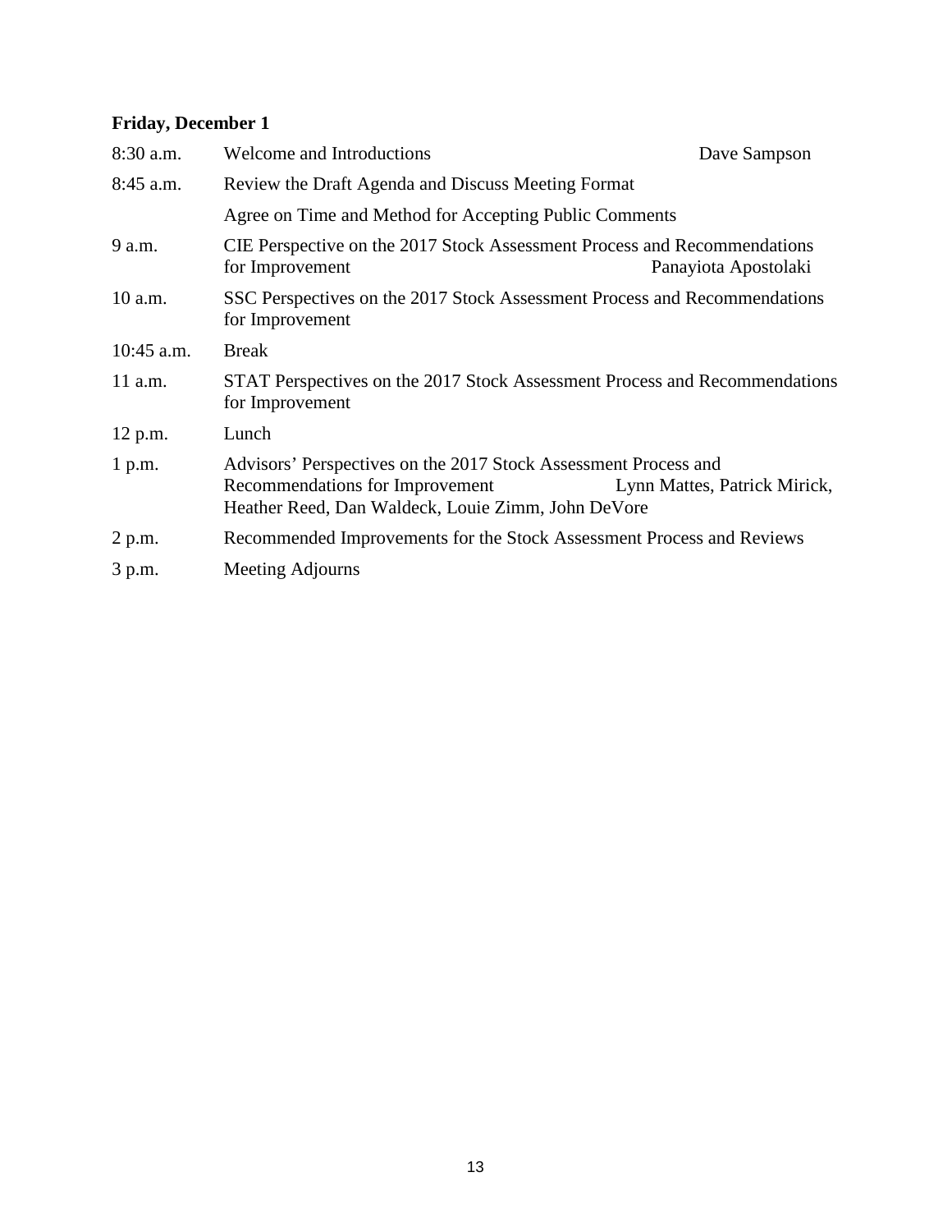**Friday, December 1**

| | | |
|---|---|---|
| 8:30 a.m. | Welcome and Introductions | Dave Sampson |
| 8:45 a.m. | Review the Draft Agenda and Discuss Meeting Format | |
| | Agree on Time and Method for Accepting Public Comments | |
| 9 a.m. | CIE Perspective on the 2017 Stock Assessment Process and Recommendations for Improvement | Panayiota Apostolaki |
| 10 a.m. | SSC Perspectives on the 2017 Stock Assessment Process and Recommendations for Improvement | |
| 10:45 a.m. | Break | |
| 11 a.m. | STAT Perspectives on the 2017 Stock Assessment Process and Recommendations for Improvement | |
| 12 p.m. | Lunch | |
| 1 p.m. | Advisors' Perspectives on the 2017 Stock Assessment Process and Recommendations for Improvement | Lynn Mattes, Patrick Mirick, Heather Reed, Dan Waldeck, Louie Zimm, John DeVore |
| 2 p.m. | Recommended Improvements for the Stock Assessment Process and Reviews | |
| 3 p.m. | Meeting Adjourns | |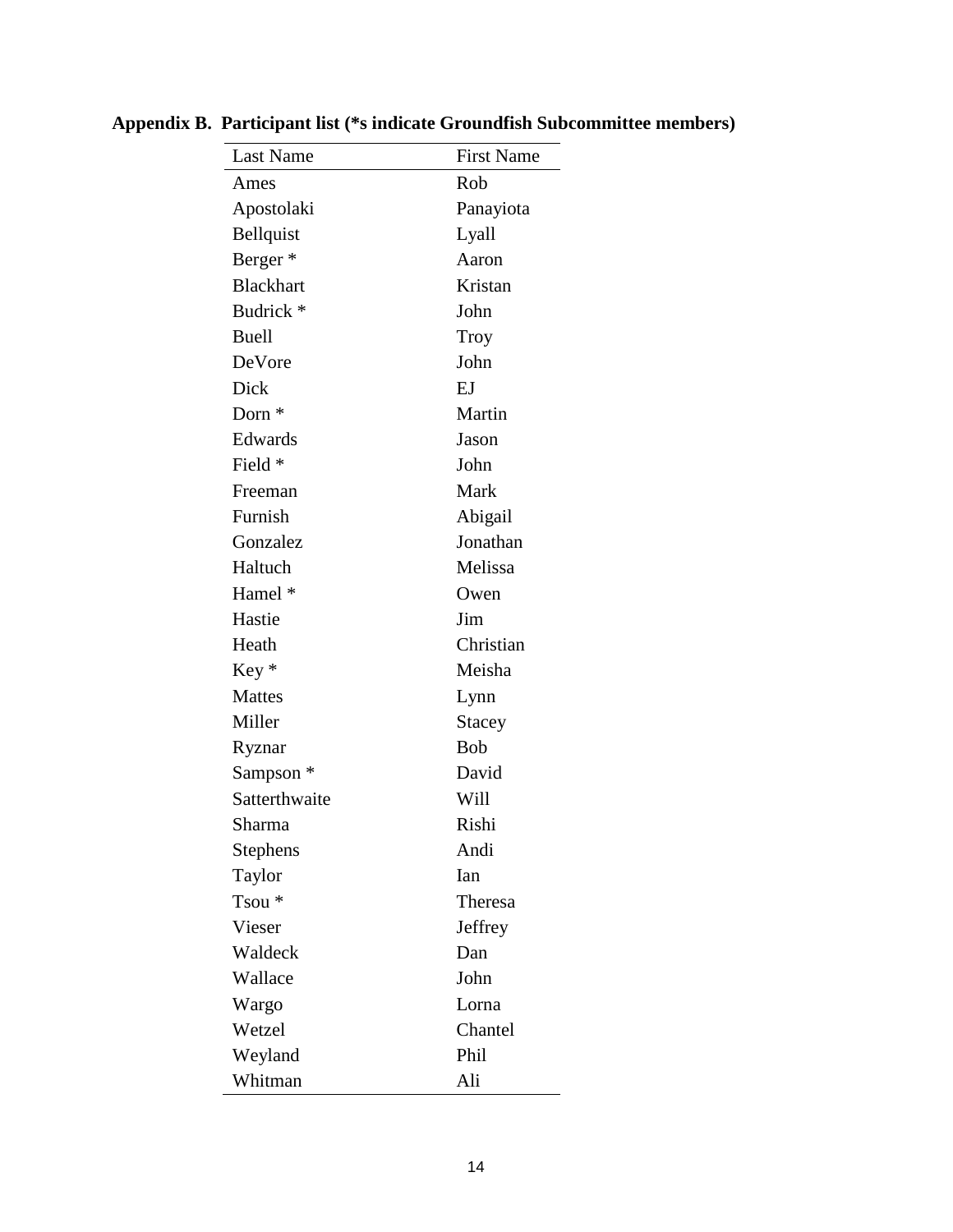**Appendix B. Participant list (*s indicate Groundfish Subcommittee members)**

| Last Name | First Name |
|---|---|
| Ames | Rob |
| Apostolaki | Panayiota |
| Bellquist | Lyall |
| Berger * | Aaron |
| Blackhart | Kristan |
| Budrick * | John |
| Buell | Troy |
| DeVore | John |
| Dick | EJ |
| Dorn * | Martin |
| Edwards | Jason |
| Field * | John |
| Freeman | Mark |
| Furnish | Abigail |
| Gonzalez | Jonathan |
| Haltuch | Melissa |
| Hamel * | Owen |
| Hastie | Jim |
| Heath | Christian |
| Key * | Meisha |
| Mattes | Lynn |
| Miller | Stacey |
| Ryznar | Bob |
| Sampson * | David |
| Satterthwaite | Will |
| Sharma | Rishi |
| Stephens | Andi |
| Taylor | Ian |
| Tsou * | Theresa |
| Vieser | Jeffrey |
| Waldeck | Dan |
| Wallace | John |
| Wargo | Lorna |
| Wetzel | Chantel |
| Weyland | Phil |
| Whitman | Ali |